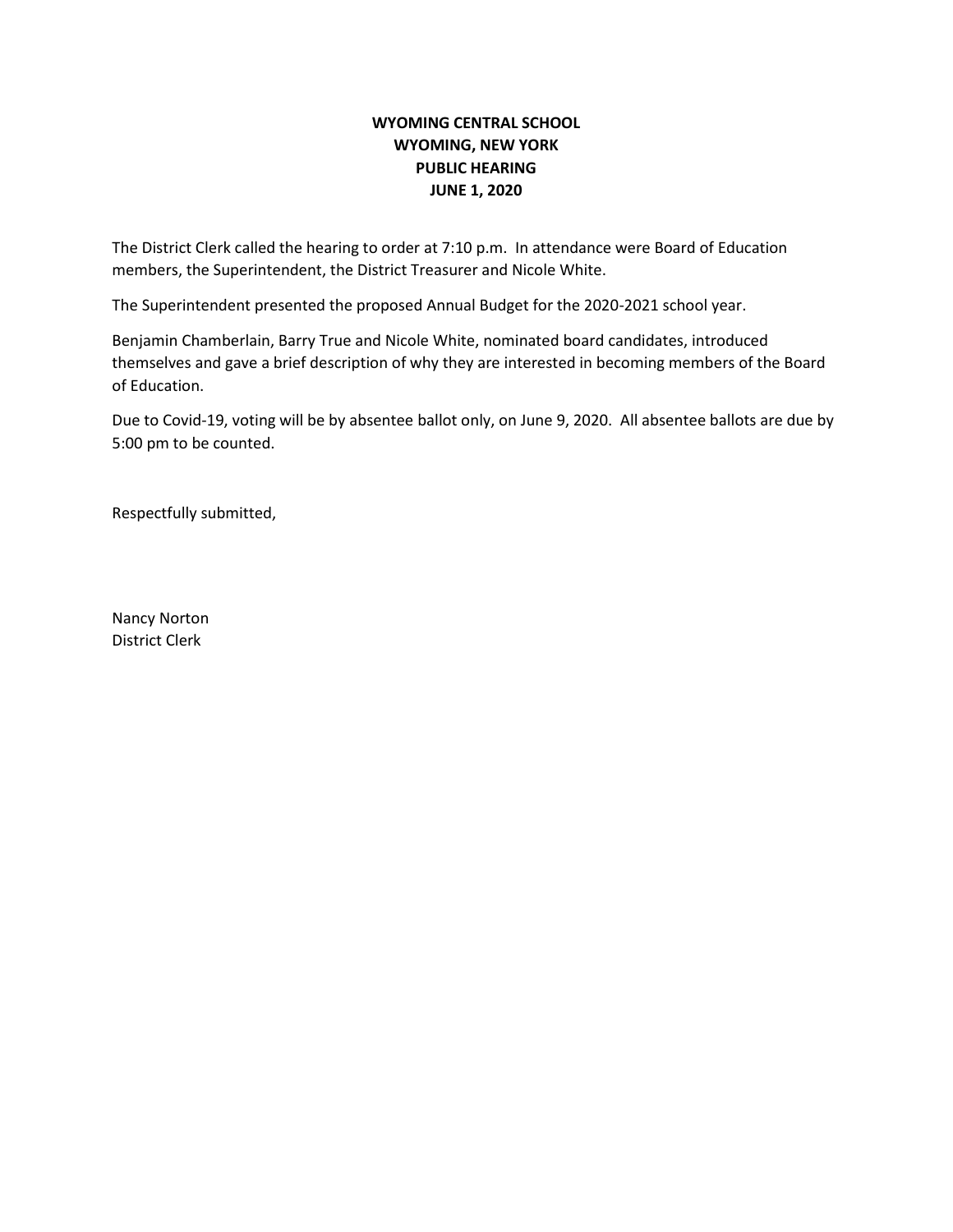# WYOMING CENTRAL SCHOOL
## WYOMING, NEW YORK
## PUBLIC HEARING
## JUNE 1, 2020

The District Clerk called the hearing to order at 7:10 p.m. In attendance were Board of Education members, the Superintendent, the District Treasurer and Nicole White.

The Superintendent presented the proposed Annual Budget for the 2020-2021 school year.

Benjamin Chamberlain, Barry True and Nicole White, nominated board candidates, introduced themselves and gave a brief description of why they are interested in becoming members of the Board of Education.

Due to Covid-19, voting will be by absentee ballot only, on June 9, 2020. All absentee ballots are due by 5:00 pm to be counted.

Respectfully submitted,

Nancy Norton
District Clerk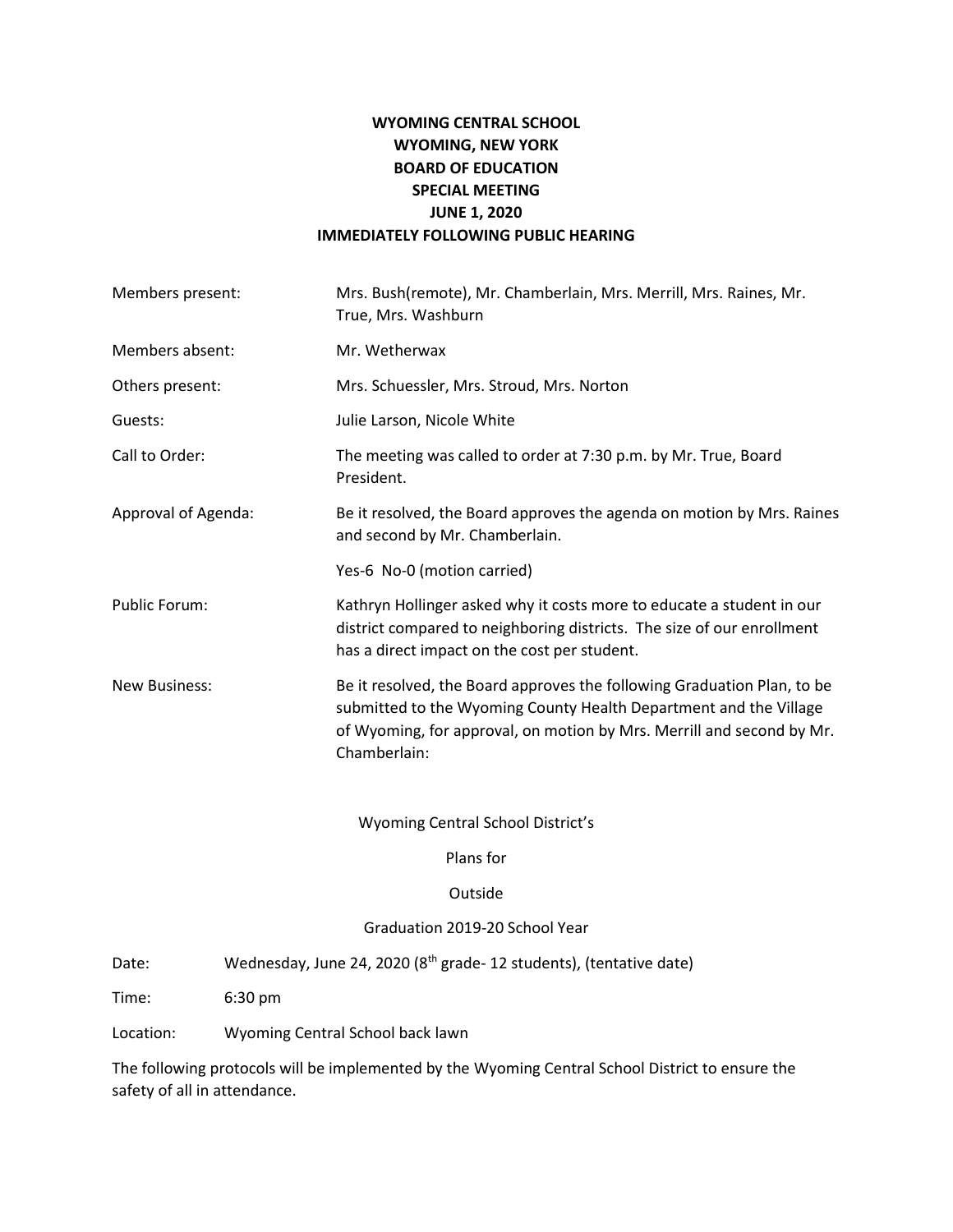**WYOMING CENTRAL SCHOOL**
**WYOMING, NEW YORK**
**BOARD OF EDUCATION**
**SPECIAL MEETING**
**JUNE 1, 2020**
**IMMEDIATELY FOLLOWING PUBLIC HEARING**

Members present: Mrs. Bush(remote), Mr. Chamberlain, Mrs. Merrill, Mrs. Raines, Mr. True, Mrs. Washburn

Members absent: Mr. Wetherwax

Others present: Mrs. Schuessler, Mrs. Stroud, Mrs. Norton

Guests: Julie Larson, Nicole White

Call to Order: The meeting was called to order at 7:30 p.m. by Mr. True, Board President.

Approval of Agenda: Be it resolved, the Board approves the agenda on motion by Mrs. Raines and second by Mr. Chamberlain.

Yes-6 No-0 (motion carried)

Public Forum: Kathryn Hollinger asked why it costs more to educate a student in our district compared to neighboring districts. The size of our enrollment has a direct impact on the cost per student.

New Business: Be it resolved, the Board approves the following Graduation Plan, to be submitted to the Wyoming County Health Department and the Village of Wyoming, for approval, on motion by Mrs. Merrill and second by Mr. Chamberlain:

Wyoming Central School District's

Plans for

Outside

Graduation 2019-20 School Year

Date: Wednesday, June 24, 2020 (8th grade- 12 students), (tentative date)

Time: 6:30 pm

Location: Wyoming Central School back lawn

The following protocols will be implemented by the Wyoming Central School District to ensure the safety of all in attendance.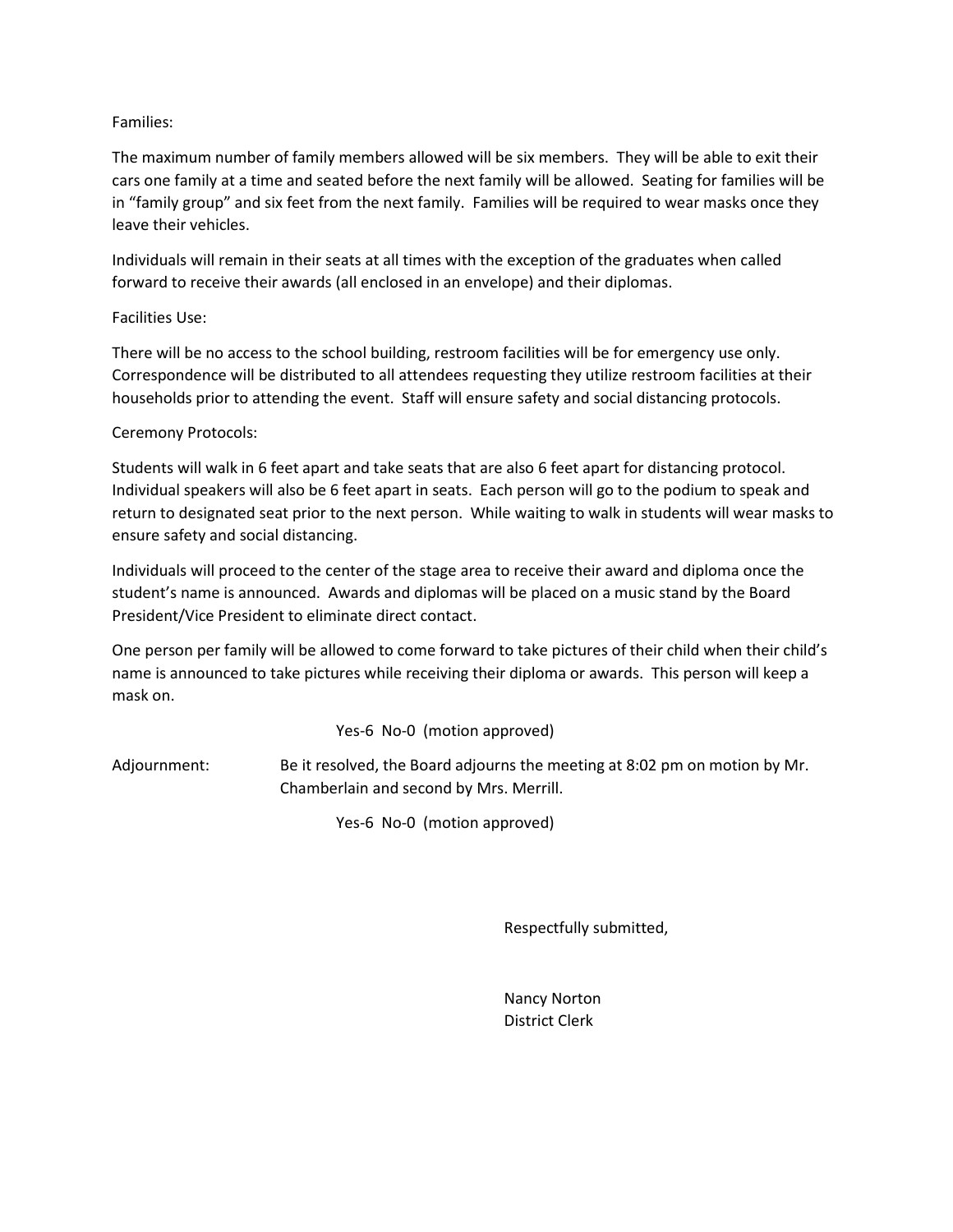Families:

The maximum number of family members allowed will be six members. They will be able to exit their cars one family at a time and seated before the next family will be allowed. Seating for families will be in "family group" and six feet from the next family. Families will be required to wear masks once they leave their vehicles.

Individuals will remain in their seats at all times with the exception of the graduates when called forward to receive their awards (all enclosed in an envelope) and their diplomas.

Facilities Use:

There will be no access to the school building, restroom facilities will be for emergency use only. Correspondence will be distributed to all attendees requesting they utilize restroom facilities at their households prior to attending the event. Staff will ensure safety and social distancing protocols.

Ceremony Protocols:

Students will walk in 6 feet apart and take seats that are also 6 feet apart for distancing protocol. Individual speakers will also be 6 feet apart in seats. Each person will go to the podium to speak and return to designated seat prior to the next person. While waiting to walk in students will wear masks to ensure safety and social distancing.

Individuals will proceed to the center of the stage area to receive their award and diploma once the student's name is announced. Awards and diplomas will be placed on a music stand by the Board President/Vice President to eliminate direct contact.

One person per family will be allowed to come forward to take pictures of their child when their child's name is announced to take pictures while receiving their diploma or awards. This person will keep a mask on.

Yes-6 No-0 (motion approved)

Adjournment: Be it resolved, the Board adjourns the meeting at 8:02 pm on motion by Mr. Chamberlain and second by Mrs. Merrill.

Yes-6 No-0 (motion approved)

Respectfully submitted,

Nancy Norton
District Clerk